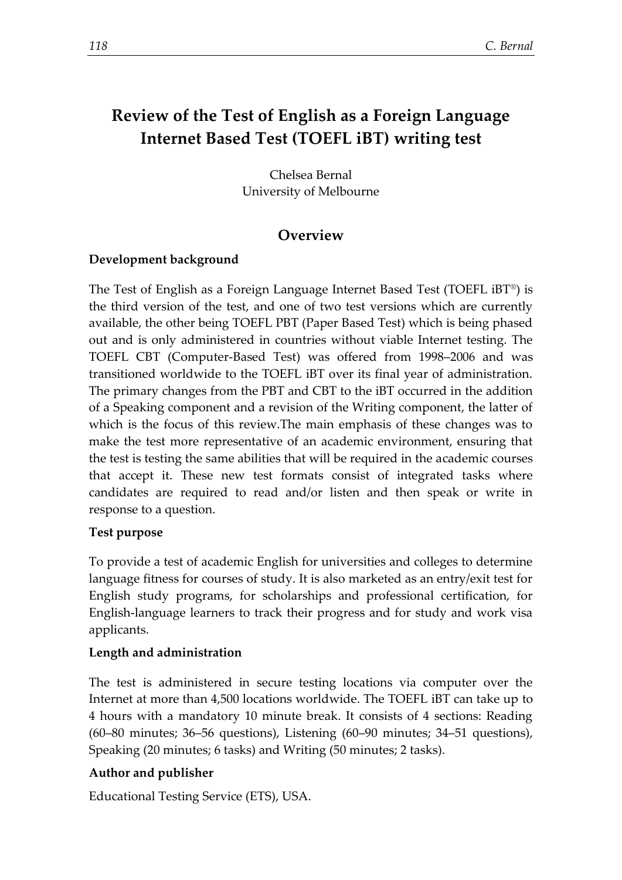# Review of the Test of English as a Foreign Language Internet Based Test (TOEFL iBT) writing test

Chelsea Bernal
University of Melbourne

## Overview

### Development background

The Test of English as a Foreign Language Internet Based Test (TOEFL iBT®) is the third version of the test, and one of two test versions which are currently available, the other being TOEFL PBT (Paper Based Test) which is being phased out and is only administered in countries without viable Internet testing. The TOEFL CBT (Computer-Based Test) was offered from 1998–2006 and was transitioned worldwide to the TOEFL iBT over its final year of administration. The primary changes from the PBT and CBT to the iBT occurred in the addition of a Speaking component and a revision of the Writing component, the latter of which is the focus of this review.The main emphasis of these changes was to make the test more representative of an academic environment, ensuring that the test is testing the same abilities that will be required in the academic courses that accept it. These new test formats consist of integrated tasks where candidates are required to read and/or listen and then speak or write in response to a question.

### Test purpose

To provide a test of academic English for universities and colleges to determine language fitness for courses of study. It is also marketed as an entry/exit test for English study programs, for scholarships and professional certification, for English-language learners to track their progress and for study and work visa applicants.

### Length and administration

The test is administered in secure testing locations via computer over the Internet at more than 4,500 locations worldwide. The TOEFL iBT can take up to 4 hours with a mandatory 10 minute break. It consists of 4 sections: Reading (60–80 minutes; 36–56 questions), Listening (60–90 minutes; 34–51 questions), Speaking (20 minutes; 6 tasks) and Writing (50 minutes; 2 tasks).

### Author and publisher

Educational Testing Service (ETS), USA.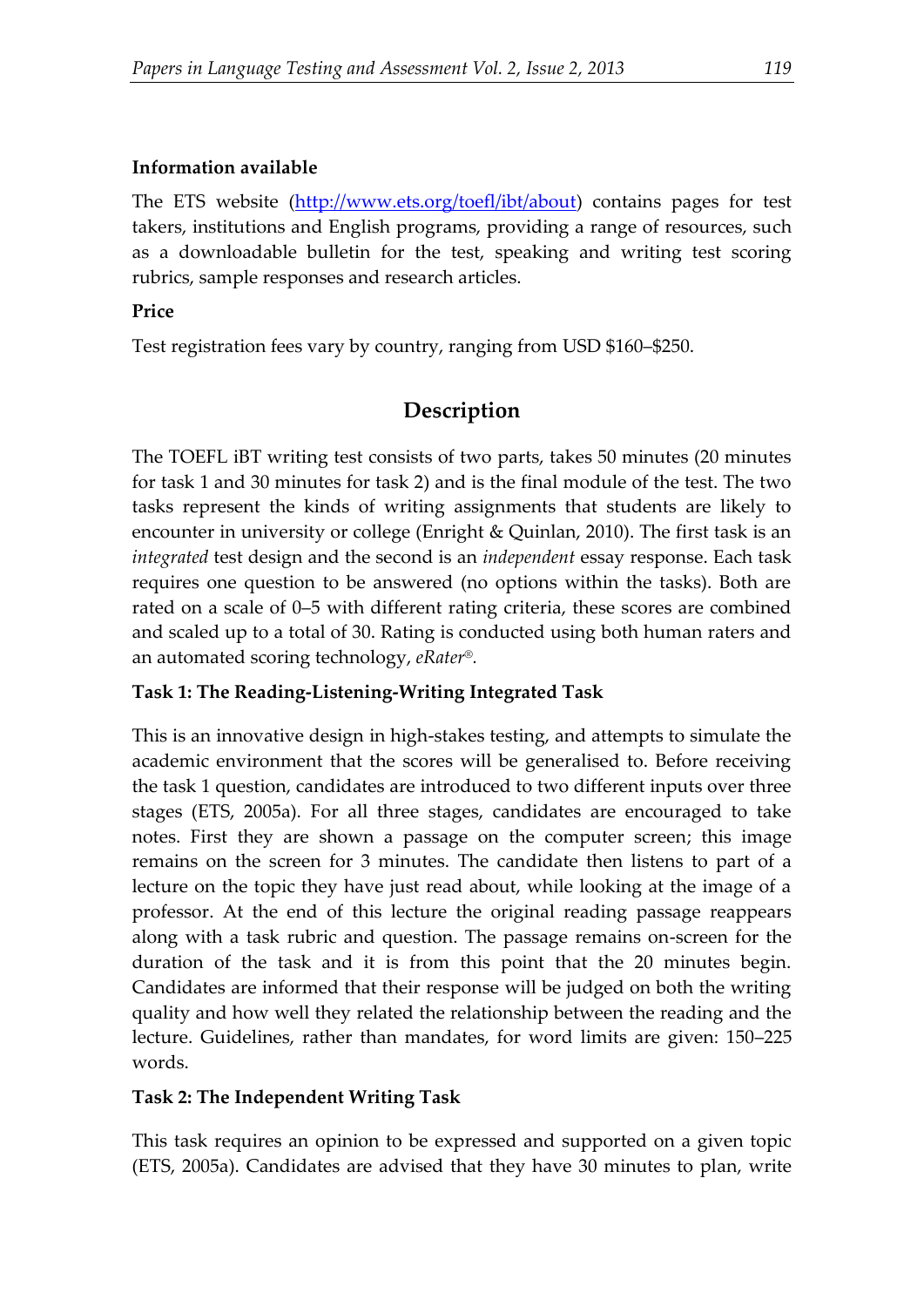**Information available**

The ETS website (http://www.ets.org/toefl/ibt/about) contains pages for test takers, institutions and English programs, providing a range of resources, such as a downloadable bulletin for the test, speaking and writing test scoring rubrics, sample responses and research articles.

**Price**

Test registration fees vary by country, ranging from USD $160–$250.

## Description

The TOEFL iBT writing test consists of two parts, takes 50 minutes (20 minutes for task 1 and 30 minutes for task 2) and is the final module of the test. The two tasks represent the kinds of writing assignments that students are likely to encounter in university or college (Enright & Quinlan, 2010). The first task is an *integrated* test design and the second is an *independent* essay response. Each task requires one question to be answered (no options within the tasks). Both are rated on a scale of 0–5 with different rating criteria, these scores are combined and scaled up to a total of 30. Rating is conducted using both human raters and an automated scoring technology, *eRater®*.

**Task 1: The Reading-Listening-Writing Integrated Task**

This is an innovative design in high-stakes testing, and attempts to simulate the academic environment that the scores will be generalised to. Before receiving the task 1 question, candidates are introduced to two different inputs over three stages (ETS, 2005a). For all three stages, candidates are encouraged to take notes. First they are shown a passage on the computer screen; this image remains on the screen for 3 minutes. The candidate then listens to part of a lecture on the topic they have just read about, while looking at the image of a professor. At the end of this lecture the original reading passage reappears along with a task rubric and question. The passage remains on-screen for the duration of the task and it is from this point that the 20 minutes begin. Candidates are informed that their response will be judged on both the writing quality and how well they related the relationship between the reading and the lecture. Guidelines, rather than mandates, for word limits are given: 150–225 words.

**Task 2: The Independent Writing Task**

This task requires an opinion to be expressed and supported on a given topic (ETS, 2005a). Candidates are advised that they have 30 minutes to plan, write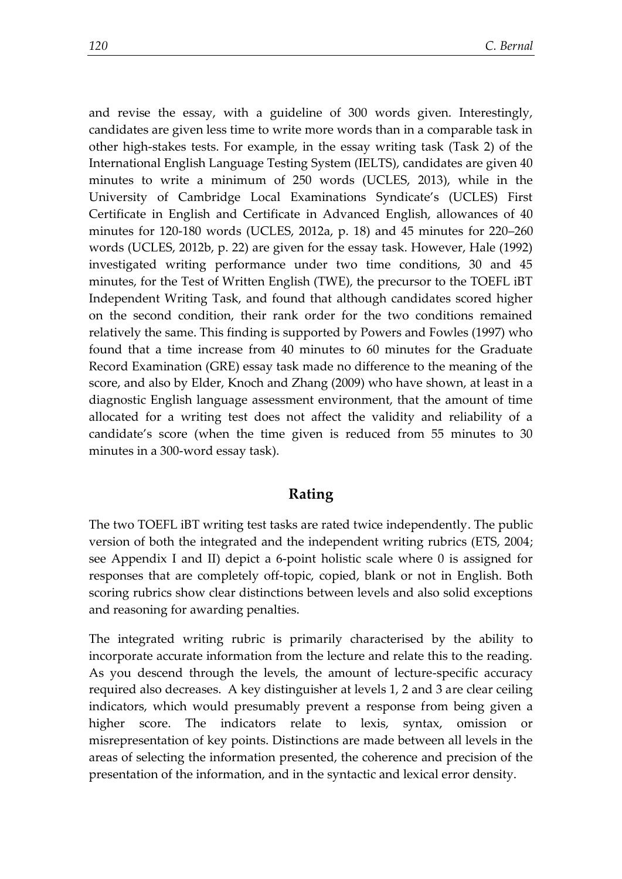and revise the essay, with a guideline of 300 words given. Interestingly, candidates are given less time to write more words than in a comparable task in other high-stakes tests. For example, in the essay writing task (Task 2) of the International English Language Testing System (IELTS), candidates are given 40 minutes to write a minimum of 250 words (UCLES, 2013), while in the University of Cambridge Local Examinations Syndicate's (UCLES) First Certificate in English and Certificate in Advanced English, allowances of 40 minutes for 120-180 words (UCLES, 2012a, p. 18) and 45 minutes for 220–260 words (UCLES, 2012b, p. 22) are given for the essay task. However, Hale (1992) investigated writing performance under two time conditions, 30 and 45 minutes, for the Test of Written English (TWE), the precursor to the TOEFL iBT Independent Writing Task, and found that although candidates scored higher on the second condition, their rank order for the two conditions remained relatively the same. This finding is supported by Powers and Fowles (1997) who found that a time increase from 40 minutes to 60 minutes for the Graduate Record Examination (GRE) essay task made no difference to the meaning of the score, and also by Elder, Knoch and Zhang (2009) who have shown, at least in a diagnostic English language assessment environment, that the amount of time allocated for a writing test does not affect the validity and reliability of a candidate's score (when the time given is reduced from 55 minutes to 30 minutes in a 300-word essay task).

## Rating

The two TOEFL iBT writing test tasks are rated twice independently. The public version of both the integrated and the independent writing rubrics (ETS, 2004; see Appendix I and II) depict a 6-point holistic scale where 0 is assigned for responses that are completely off-topic, copied, blank or not in English. Both scoring rubrics show clear distinctions between levels and also solid exceptions and reasoning for awarding penalties.

The integrated writing rubric is primarily characterised by the ability to incorporate accurate information from the lecture and relate this to the reading. As you descend through the levels, the amount of lecture-specific accuracy required also decreases. A key distinguisher at levels 1, 2 and 3 are clear ceiling indicators, which would presumably prevent a response from being given a higher score. The indicators relate to lexis, syntax, omission or misrepresentation of key points. Distinctions are made between all levels in the areas of selecting the information presented, the coherence and precision of the presentation of the information, and in the syntactic and lexical error density.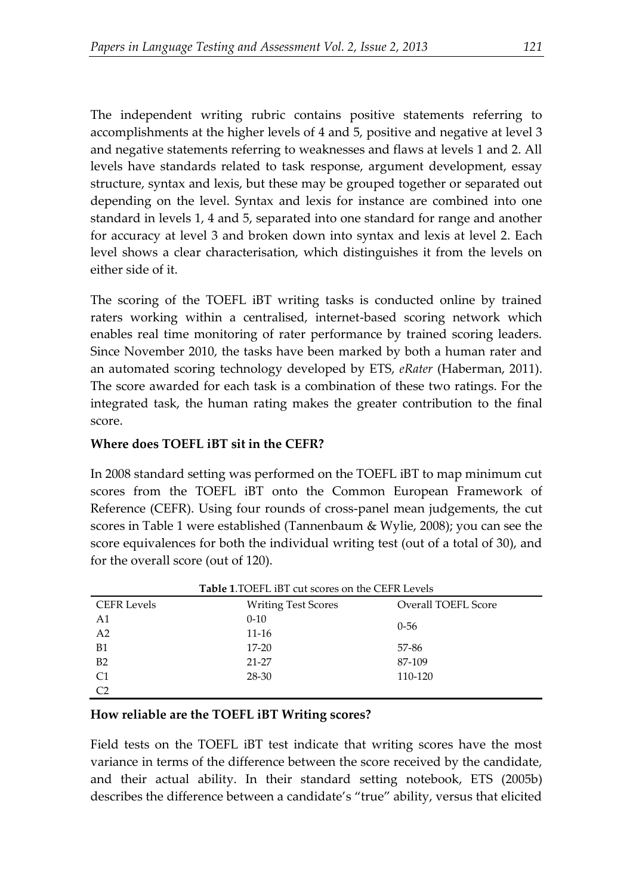The independent writing rubric contains positive statements referring to accomplishments at the higher levels of 4 and 5, positive and negative at level 3 and negative statements referring to weaknesses and flaws at levels 1 and 2. All levels have standards related to task response, argument development, essay structure, syntax and lexis, but these may be grouped together or separated out depending on the level. Syntax and lexis for instance are combined into one standard in levels 1, 4 and 5, separated into one standard for range and another for accuracy at level 3 and broken down into syntax and lexis at level 2. Each level shows a clear characterisation, which distinguishes it from the levels on either side of it.

The scoring of the TOEFL iBT writing tasks is conducted online by trained raters working within a centralised, internet-based scoring network which enables real time monitoring of rater performance by trained scoring leaders. Since November 2010, the tasks have been marked by both a human rater and an automated scoring technology developed by ETS, *eRater* (Haberman, 2011). The score awarded for each task is a combination of these two ratings. For the integrated task, the human rating makes the greater contribution to the final score.

**Where does TOEFL iBT sit in the CEFR?**

In 2008 standard setting was performed on the TOEFL iBT to map minimum cut scores from the TOEFL iBT onto the Common European Framework of Reference (CEFR). Using four rounds of cross-panel mean judgements, the cut scores in Table 1 were established (Tannenbaum & Wylie, 2008); you can see the score equivalences for both the individual writing test (out of a total of 30), and for the overall score (out of 120).

**Table 1**.TOEFL iBT cut scores on the CEFR Levels

| CEFR Levels | Writing Test Scores | Overall TOEFL Score |
|---|---|---|
| A1 | 0-10 | 0-56 |
| A2 | 11-16 | |
| B1 | 17-20 | 57-86 |
| B2 | 21-27 | 87-109 |
| C1 | 28-30 | 110-120 |
| C2 | | |

**How reliable are the TOEFL iBT Writing scores?**

Field tests on the TOEFL iBT test indicate that writing scores have the most variance in terms of the difference between the score received by the candidate, and their actual ability. In their standard setting notebook, ETS (2005b) describes the difference between a candidate's "true" ability, versus that elicited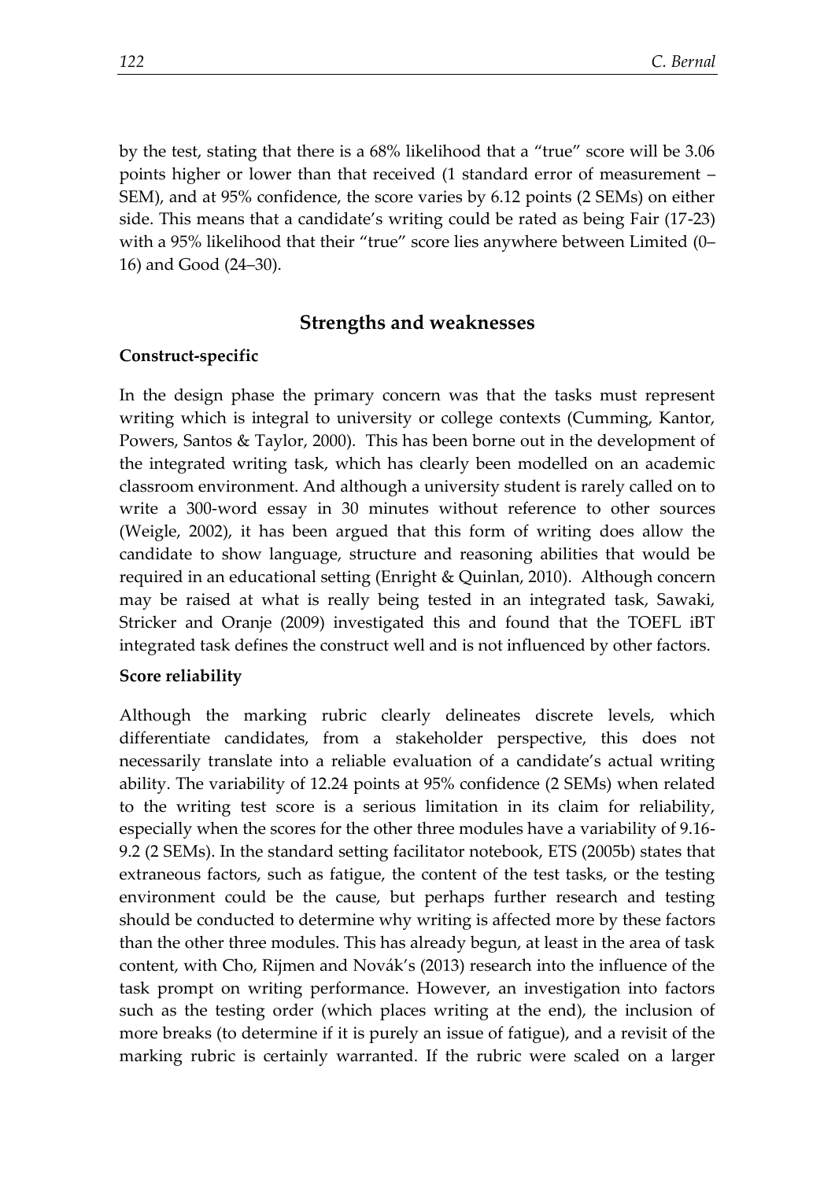by the test, stating that there is a 68% likelihood that a "true" score will be 3.06 points higher or lower than that received (1 standard error of measurement – SEM), and at 95% confidence, the score varies by 6.12 points (2 SEMs) on either side. This means that a candidate's writing could be rated as being Fair (17-23) with a 95% likelihood that their "true" score lies anywhere between Limited (0–16) and Good (24–30).

## Strengths and weaknesses

### Construct-specific

In the design phase the primary concern was that the tasks must represent writing which is integral to university or college contexts (Cumming, Kantor, Powers, Santos & Taylor, 2000). This has been borne out in the development of the integrated writing task, which has clearly been modelled on an academic classroom environment. And although a university student is rarely called on to write a 300-word essay in 30 minutes without reference to other sources (Weigle, 2002), it has been argued that this form of writing does allow the candidate to show language, structure and reasoning abilities that would be required in an educational setting (Enright & Quinlan, 2010). Although concern may be raised at what is really being tested in an integrated task, Sawaki, Stricker and Oranje (2009) investigated this and found that the TOEFL iBT integrated task defines the construct well and is not influenced by other factors.

### Score reliability

Although the marking rubric clearly delineates discrete levels, which differentiate candidates, from a stakeholder perspective, this does not necessarily translate into a reliable evaluation of a candidate's actual writing ability. The variability of 12.24 points at 95% confidence (2 SEMs) when related to the writing test score is a serious limitation in its claim for reliability, especially when the scores for the other three modules have a variability of 9.16-9.2 (2 SEMs). In the standard setting facilitator notebook, ETS (2005b) states that extraneous factors, such as fatigue, the content of the test tasks, or the testing environment could be the cause, but perhaps further research and testing should be conducted to determine why writing is affected more by these factors than the other three modules. This has already begun, at least in the area of task content, with Cho, Rijmen and Novák's (2013) research into the influence of the task prompt on writing performance. However, an investigation into factors such as the testing order (which places writing at the end), the inclusion of more breaks (to determine if it is purely an issue of fatigue), and a revisit of the marking rubric is certainly warranted. If the rubric were scaled on a larger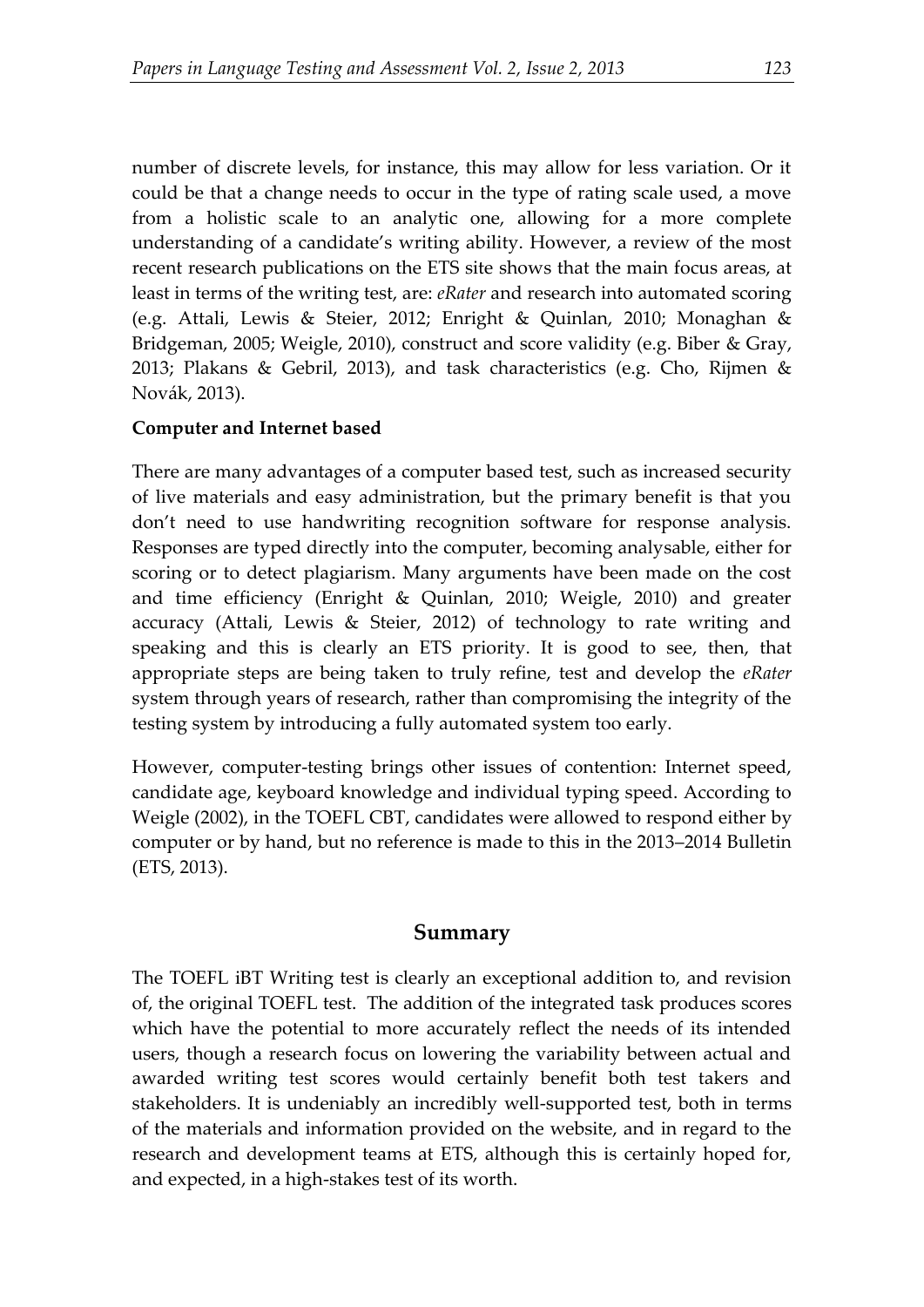number of discrete levels, for instance, this may allow for less variation. Or it could be that a change needs to occur in the type of rating scale used, a move from a holistic scale to an analytic one, allowing for a more complete understanding of a candidate's writing ability. However, a review of the most recent research publications on the ETS site shows that the main focus areas, at least in terms of the writing test, are: *eRater* and research into automated scoring (e.g. Attali, Lewis & Steier, 2012; Enright & Quinlan, 2010; Monaghan & Bridgeman, 2005; Weigle, 2010), construct and score validity (e.g. Biber & Gray, 2013; Plakans & Gebril, 2013), and task characteristics (e.g. Cho, Rijmen & Novák, 2013).

**Computer and Internet based**

There are many advantages of a computer based test, such as increased security of live materials and easy administration, but the primary benefit is that you don't need to use handwriting recognition software for response analysis. Responses are typed directly into the computer, becoming analysable, either for scoring or to detect plagiarism. Many arguments have been made on the cost and time efficiency (Enright & Quinlan, 2010; Weigle, 2010) and greater accuracy (Attali, Lewis & Steier, 2012) of technology to rate writing and speaking and this is clearly an ETS priority. It is good to see, then, that appropriate steps are being taken to truly refine, test and develop the *eRater* system through years of research, rather than compromising the integrity of the testing system by introducing a fully automated system too early.

However, computer-testing brings other issues of contention: Internet speed, candidate age, keyboard knowledge and individual typing speed. According to Weigle (2002), in the TOEFL CBT, candidates were allowed to respond either by computer or by hand, but no reference is made to this in the 2013–2014 Bulletin (ETS, 2013).

## Summary

The TOEFL iBT Writing test is clearly an exceptional addition to, and revision of, the original TOEFL test. The addition of the integrated task produces scores which have the potential to more accurately reflect the needs of its intended users, though a research focus on lowering the variability between actual and awarded writing test scores would certainly benefit both test takers and stakeholders. It is undeniably an incredibly well-supported test, both in terms of the materials and information provided on the website, and in regard to the research and development teams at ETS, although this is certainly hoped for, and expected, in a high-stakes test of its worth.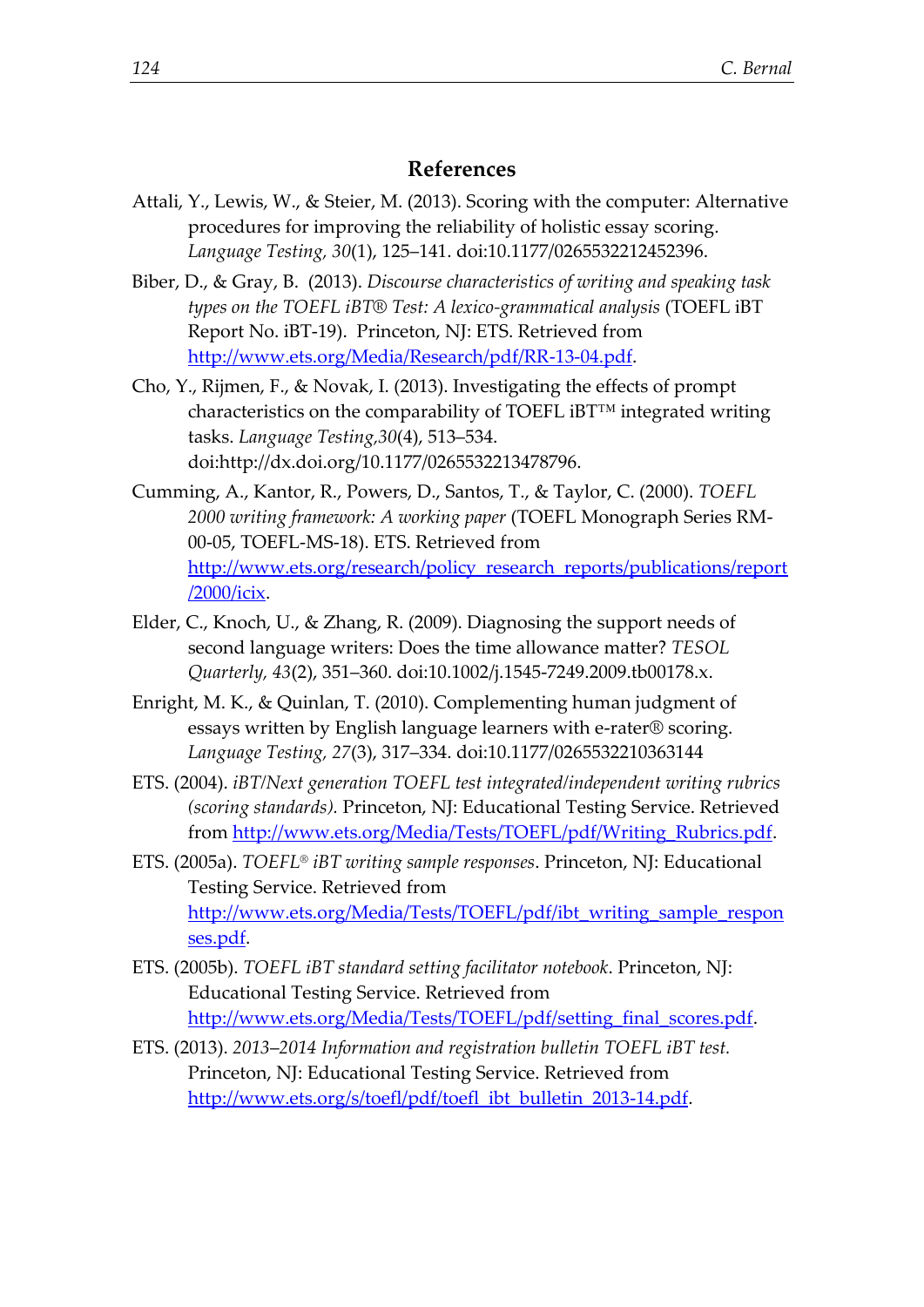## References

Attali, Y., Lewis, W., & Steier, M. (2013). Scoring with the computer: Alternative procedures for improving the reliability of holistic essay scoring. *Language Testing, 30*(1), 125–141. doi:10.1177/0265532212452396.

Biber, D., & Gray, B. (2013). *Discourse characteristics of writing and speaking task types on the TOEFL iBT® Test: A lexico-grammatical analysis* (TOEFL iBT Report No. iBT-19). Princeton, NJ: ETS. Retrieved from [http://www.ets.org/Media/Research/pdf/RR-13-04.pdf](http://www.ets.org/Media/Research/pdf/RR-13-04.pdf).

Cho, Y., Rijmen, F., & Novak, I. (2013). Investigating the effects of prompt characteristics on the comparability of TOEFL iBT™ integrated writing tasks. *Language Testing,30*(4), 513–534. doi:http://dx.doi.org/10.1177/0265532213478796.

Cumming, A., Kantor, R., Powers, D., Santos, T., & Taylor, C. (2000). *TOEFL 2000 writing framework: A working paper* (TOEFL Monograph Series RM-00-05, TOEFL-MS-18). ETS. Retrieved from [http://www.ets.org/research/policy_research_reports/publications/report/2000/icix](http://www.ets.org/research/policy_research_reports/publications/report/2000/icix).

Elder, C., Knoch, U., & Zhang, R. (2009). Diagnosing the support needs of second language writers: Does the time allowance matter? *TESOL Quarterly, 43*(2), 351–360. doi:10.1002/j.1545-7249.2009.tb00178.x.

Enright, M. K., & Quinlan, T. (2010). Complementing human judgment of essays written by English language learners with e-rater® scoring. *Language Testing, 27*(3), 317–334. doi:10.1177/0265532210363144

ETS. (2004). *iBT/Next generation TOEFL test integrated/independent writing rubrics (scoring standards).* Princeton, NJ: Educational Testing Service. Retrieved from [http://www.ets.org/Media/Tests/TOEFL/pdf/Writing_Rubrics.pdf](http://www.ets.org/Media/Tests/TOEFL/pdf/Writing_Rubrics.pdf).

ETS. (2005a). *TOEFL® iBT writing sample responses*. Princeton, NJ: Educational Testing Service. Retrieved from [http://www.ets.org/Media/Tests/TOEFL/pdf/ibt_writing_sample_responses.pdf](http://www.ets.org/Media/Tests/TOEFL/pdf/ibt_writing_sample_responses.pdf).

ETS. (2005b). *TOEFL iBT standard setting facilitator notebook*. Princeton, NJ: Educational Testing Service. Retrieved from [http://www.ets.org/Media/Tests/TOEFL/pdf/setting_final_scores.pdf](http://www.ets.org/Media/Tests/TOEFL/pdf/setting_final_scores.pdf).

ETS. (2013). *2013–2014 Information and registration bulletin TOEFL iBT test.* Princeton, NJ: Educational Testing Service. Retrieved from [http://www.ets.org/s/toefl/pdf/toefl_ibt_bulletin_2013-14.pdf](http://www.ets.org/s/toefl/pdf/toefl_ibt_bulletin_2013-14.pdf).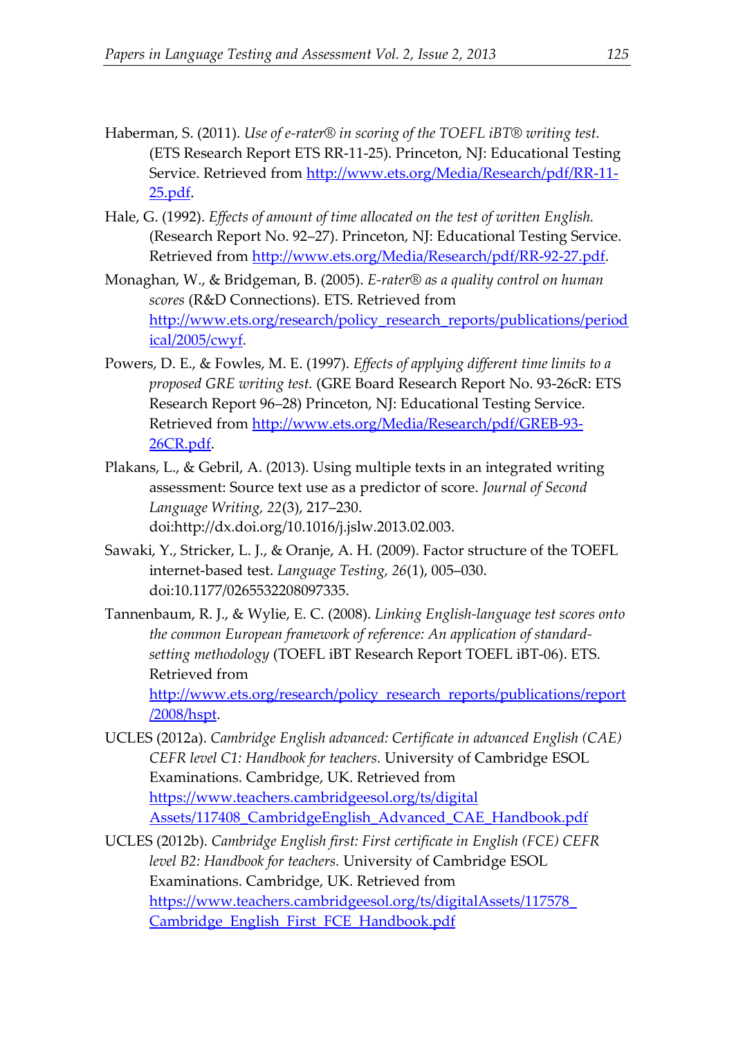Haberman, S. (2011). *Use of e-rater® in scoring of the TOEFL iBT® writing test.* (ETS Research Report ETS RR-11-25). Princeton, NJ: Educational Testing Service. Retrieved from [http://www.ets.org/Media/Research/pdf/RR-11-25.pdf](http://www.ets.org/Media/Research/pdf/RR-11-25.pdf).

Hale, G. (1992). *Effects of amount of time allocated on the test of written English.* (Research Report No. 92–27). Princeton, NJ: Educational Testing Service. Retrieved from [http://www.ets.org/Media/Research/pdf/RR-92-27.pdf](http://www.ets.org/Media/Research/pdf/RR-92-27.pdf).

Monaghan, W., & Bridgeman, B. (2005). *E-rater® as a quality control on human scores* (R&D Connections). ETS. Retrieved from [http://www.ets.org/research/policy_research_reports/publications/periodical/2005/cwyf](http://www.ets.org/research/policy_research_reports/publications/periodical/2005/cwyf).

Powers, D. E., & Fowles, M. E. (1997). *Effects of applying different time limits to a proposed GRE writing test.* (GRE Board Research Report No. 93-26cR: ETS Research Report 96–28) Princeton, NJ: Educational Testing Service. Retrieved from [http://www.ets.org/Media/Research/pdf/GREB-93-26CR.pdf](http://www.ets.org/Media/Research/pdf/GREB-93-26CR.pdf).

Plakans, L., & Gebril, A. (2013). Using multiple texts in an integrated writing assessment: Source text use as a predictor of score. *Journal of Second Language Writing, 22*(3), 217–230. doi:http://dx.doi.org/10.1016/j.jslw.2013.02.003.

Sawaki, Y., Stricker, L. J., & Oranje, A. H. (2009). Factor structure of the TOEFL internet-based test. *Language Testing, 26*(1), 005–030. doi:10.1177/0265532208097335.

Tannenbaum, R. J., & Wylie, E. C. (2008). *Linking English-language test scores onto the common European framework of reference: An application of standard-setting methodology* (TOEFL iBT Research Report TOEFL iBT-06). ETS. Retrieved from [http://www.ets.org/research/policy_research_reports/publications/report/2008/hspt](http://www.ets.org/research/policy_research_reports/publications/report/2008/hspt).

UCLES (2012a). *Cambridge English advanced: Certificate in advanced English (CAE) CEFR level C1: Handbook for teachers.* University of Cambridge ESOL Examinations. Cambridge, UK. Retrieved from [https://www.teachers.cambridgeesol.org/ts/digitalAssets/117408_CambridgeEnglish_Advanced_CAE_Handbook.pdf](https://www.teachers.cambridgeesol.org/ts/digitalAssets/117408_CambridgeEnglish_Advanced_CAE_Handbook.pdf)

UCLES (2012b). *Cambridge English first: First certificate in English (FCE) CEFR level B2: Handbook for teachers.* University of Cambridge ESOL Examinations. Cambridge, UK. Retrieved from [https://www.teachers.cambridgeesol.org/ts/digitalAssets/117578_Cambridge_English_First_FCE_Handbook.pdf](https://www.teachers.cambridgeesol.org/ts/digitalAssets/117578_Cambridge_English_First_FCE_Handbook.pdf)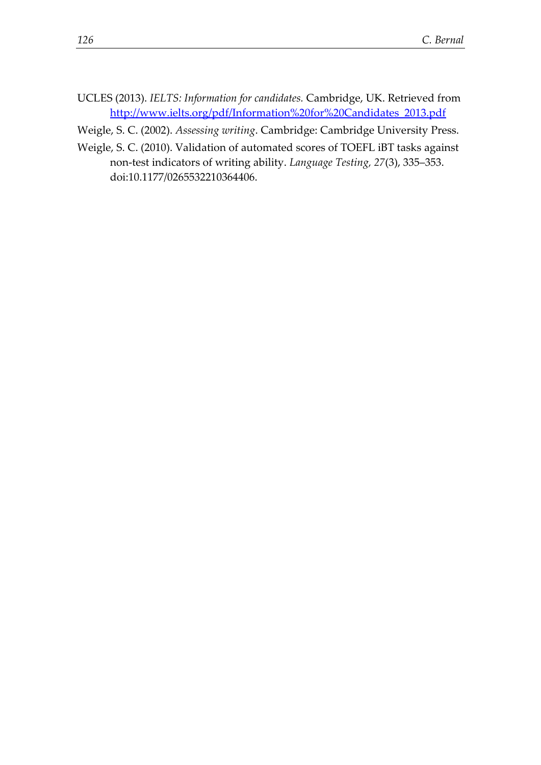UCLES (2013). *IELTS: Information for candidates.* Cambridge, UK. Retrieved from [http://www.ielts.org/pdf/Information%20for%20Candidates_2013.pdf](http://www.ielts.org/pdf/Information%20for%20Candidates_2013.pdf)

Weigle, S. C. (2002). *Assessing writing*. Cambridge: Cambridge University Press.

Weigle, S. C. (2010). Validation of automated scores of TOEFL iBT tasks against non-test indicators of writing ability. *Language Testing, 27*(3), 335–353. doi:10.1177/0265532210364406.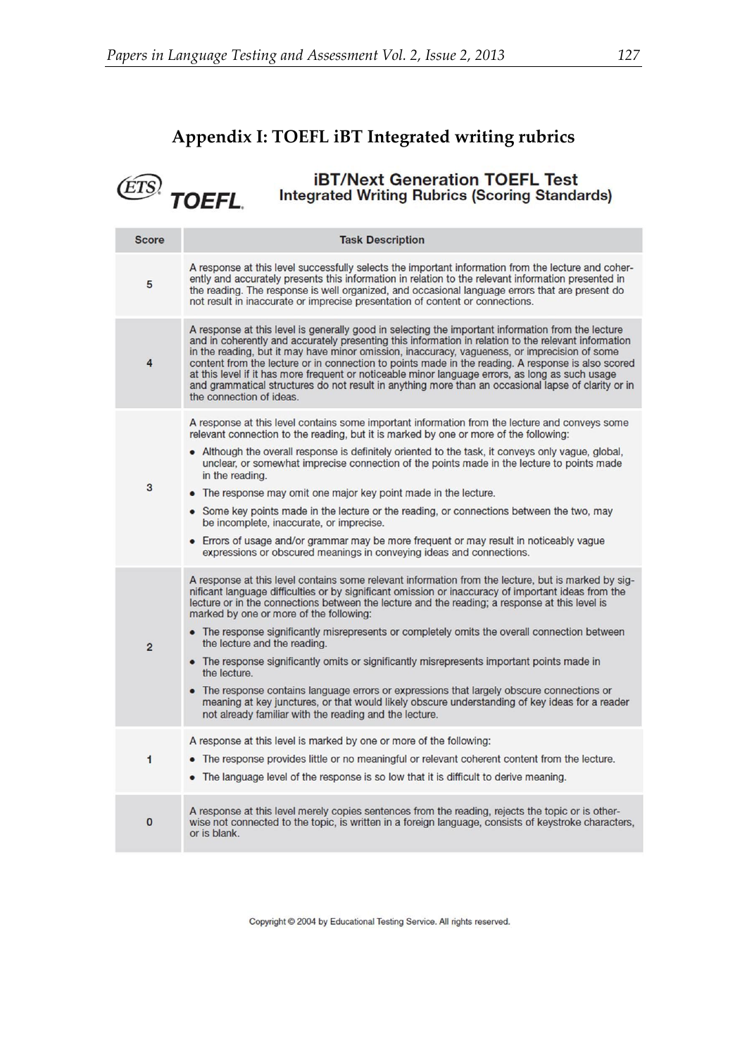## Appendix I: TOEFL iBT Integrated writing rubrics

ETS TOEFL

### iBT/Next Generation TOEFL Test Integrated Writing Rubrics (Scoring Standards)

| Score | Task Description |
|---|---|
| 5 | A response at this level successfully selects the important information from the lecture and coherently and accurately presents this information in relation to the relevant information presented in the reading. The response is well organized, and occasional language errors that are present do not result in inaccurate or imprecise presentation of content or connections. |
| 4 | A response at this level is generally good in selecting the important information from the lecture and in coherently and accurately presenting this information in relation to the relevant information in the reading, but it may have minor omission, inaccuracy, vagueness, or imprecision of some content from the lecture or in connection to points made in the reading. A response is also scored at this level if it has more frequent or noticeable minor language errors, as long as such usage and grammatical structures do not result in anything more than an occasional lapse of clarity or in the connection of ideas. |
| 3 | A response at this level contains some important information from the lecture and conveys some relevant connection to the reading, but it is marked by one or more of the following:<br>• Although the overall response is definitely oriented to the task, it conveys only vague, global, unclear, or somewhat imprecise connection of the points made in the lecture to points made in the reading.<br>• The response may omit one major key point made in the lecture.<br>• Some key points made in the lecture or the reading, or connections between the two, may be incomplete, inaccurate, or imprecise.<br>• Errors of usage and/or grammar may be more frequent or may result in noticeably vague expressions or obscured meanings in conveying ideas and connections. |
| 2 | A response at this level contains some relevant information from the lecture, but is marked by significant language difficulties or by significant omission or inaccuracy of important ideas from the lecture or in the connections between the lecture and the reading; a response at this level is marked by one or more of the following:<br>• The response significantly misrepresents or completely omits the overall connection between the lecture and the reading.<br>• The response significantly omits or significantly misrepresents important points made in the lecture.<br>• The response contains language errors or expressions that largely obscure connections or meaning at key junctures, or that would likely obscure understanding of key ideas for a reader not already familiar with the reading and the lecture. |
| 1 | A response at this level is marked by one or more of the following:<br>• The response provides little or no meaningful or relevant coherent content from the lecture.<br>• The language level of the response is so low that it is difficult to derive meaning. |
| 0 | A response at this level merely copies sentences from the reading, rejects the topic or is otherwise not connected to the topic, is written in a foreign language, consists of keystroke characters, or is blank. |

Copyright © 2004 by Educational Testing Service. All rights reserved.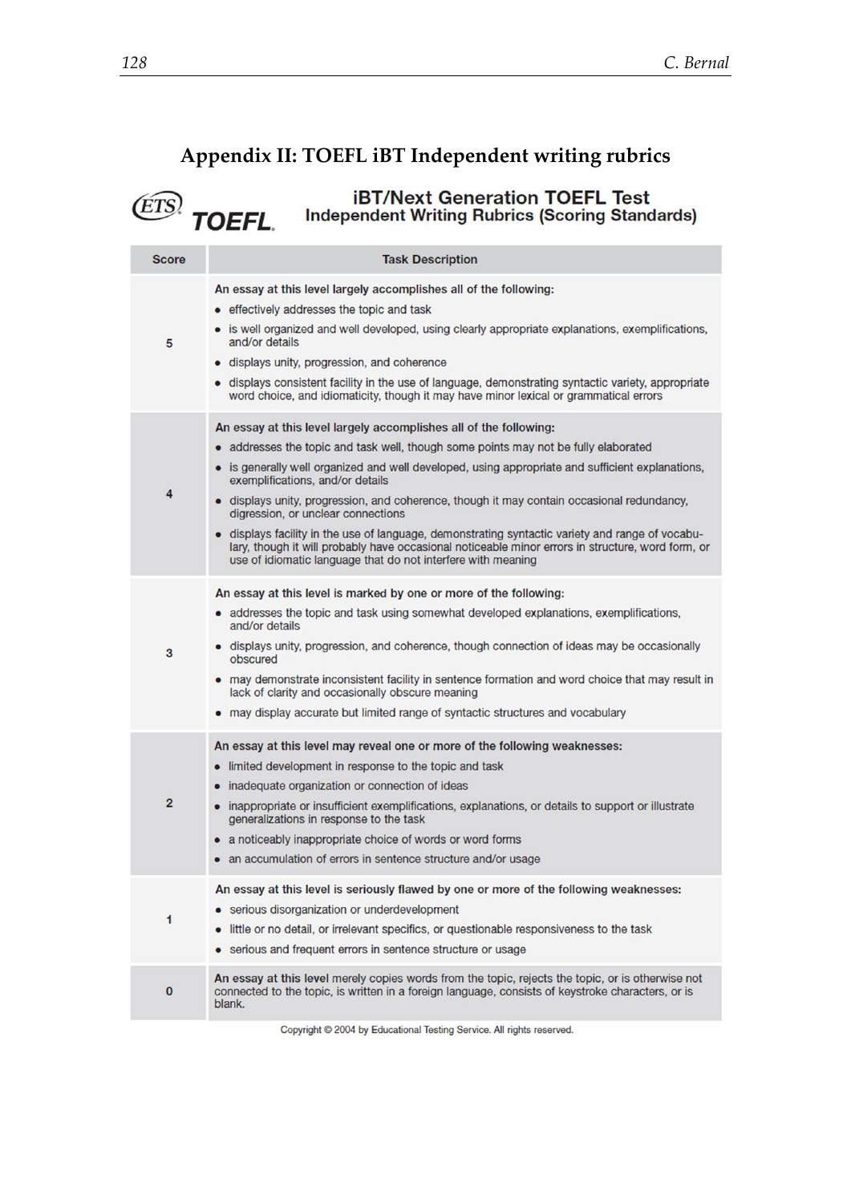## Appendix II: TOEFL iBT Independent writing rubrics

ETS TOEFL

**iBT/Next Generation TOEFL Test**
**Independent Writing Rubrics (Scoring Standards)**

| Score | Task Description |
|---|---|
| 5 | **An essay at this level largely accomplishes all of the following:**<br>• effectively addresses the topic and task<br>• is well organized and well developed, using clearly appropriate explanations, exemplifications, and/or details<br>• displays unity, progression, and coherence<br>• displays consistent facility in the use of language, demonstrating syntactic variety, appropriate word choice, and idiomaticity, though it may have minor lexical or grammatical errors |
| 4 | **An essay at this level largely accomplishes all of the following:**<br>• addresses the topic and task well, though some points may not be fully elaborated<br>• is generally well organized and well developed, using appropriate and sufficient explanations, exemplifications, and/or details<br>• displays unity, progression, and coherence, though it may contain occasional redundancy, digression, or unclear connections<br>• displays facility in the use of language, demonstrating syntactic variety and range of vocabulary, though it will probably have occasional noticeable minor errors in structure, word form, or use of idiomatic language that do not interfere with meaning |
| 3 | **An essay at this level is marked by one or more of the following:**<br>• addresses the topic and task using somewhat developed explanations, exemplifications, and/or details<br>• displays unity, progression, and coherence, though connection of ideas may be occasionally obscured<br>• may demonstrate inconsistent facility in sentence formation and word choice that may result in lack of clarity and occasionally obscure meaning<br>• may display accurate but limited range of syntactic structures and vocabulary |
| 2 | **An essay at this level may reveal one or more of the following weaknesses:**<br>• limited development in response to the topic and task<br>• inadequate organization or connection of ideas<br>• inappropriate or insufficient exemplifications, explanations, or details to support or illustrate generalizations in response to the task<br>• a noticeably inappropriate choice of words or word forms<br>• an accumulation of errors in sentence structure and/or usage |
| 1 | **An essay at this level is seriously flawed by one or more of the following weaknesses:**<br>• serious disorganization or underdevelopment<br>• little or no detail, or irrelevant specifics, or questionable responsiveness to the task<br>• serious and frequent errors in sentence structure or usage |
| 0 | **An essay at this level** merely copies words from the topic, rejects the topic, or is otherwise not connected to the topic, is written in a foreign language, consists of keystroke characters, or is blank. |

Copyright © 2004 by Educational Testing Service. All rights reserved.